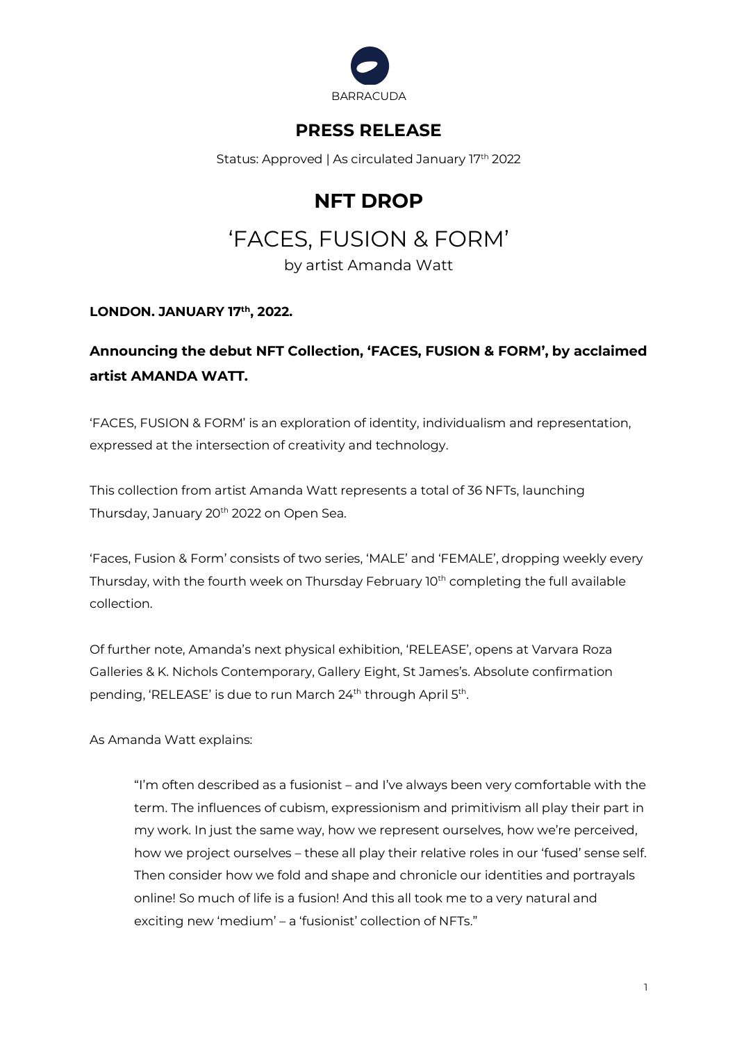BARRACUDA

# PRESS RELEASE

Status: Approved | As circulated January 17th 2022

# NFT DROP

## 'FACES, FUSION & FORM'

by artist Amanda Watt

**LONDON. JANUARY 17th, 2022.**

### Announcing the debut NFT Collection, 'FACES, FUSION & FORM', by acclaimed artist AMANDA WATT.

'FACES, FUSION & FORM' is an exploration of identity, individualism and representation, expressed at the intersection of creativity and technology.

This collection from artist Amanda Watt represents a total of 36 NFTs, launching Thursday, January 20th 2022 on Open Sea.

'Faces, Fusion & Form' consists of two series, 'MALE' and 'FEMALE', dropping weekly every Thursday, with the fourth week on Thursday February 10th completing the full available collection.

Of further note, Amanda's next physical exhibition, 'RELEASE', opens at Varvara Roza Galleries & K. Nichols Contemporary, Gallery Eight, St James's. Absolute confirmation pending, 'RELEASE' is due to run March 24th through April 5th.

As Amanda Watt explains:

> "I'm often described as a fusionist – and I've always been very comfortable with the term. The influences of cubism, expressionism and primitivism all play their part in my work. In just the same way, how we represent ourselves, how we're perceived, how we project ourselves – these all play their relative roles in our 'fused' sense self. Then consider how we fold and shape and chronicle our identities and portrayals online! So much of life is a fusion! And this all took me to a very natural and exciting new 'medium' – a 'fusionist' collection of NFTs."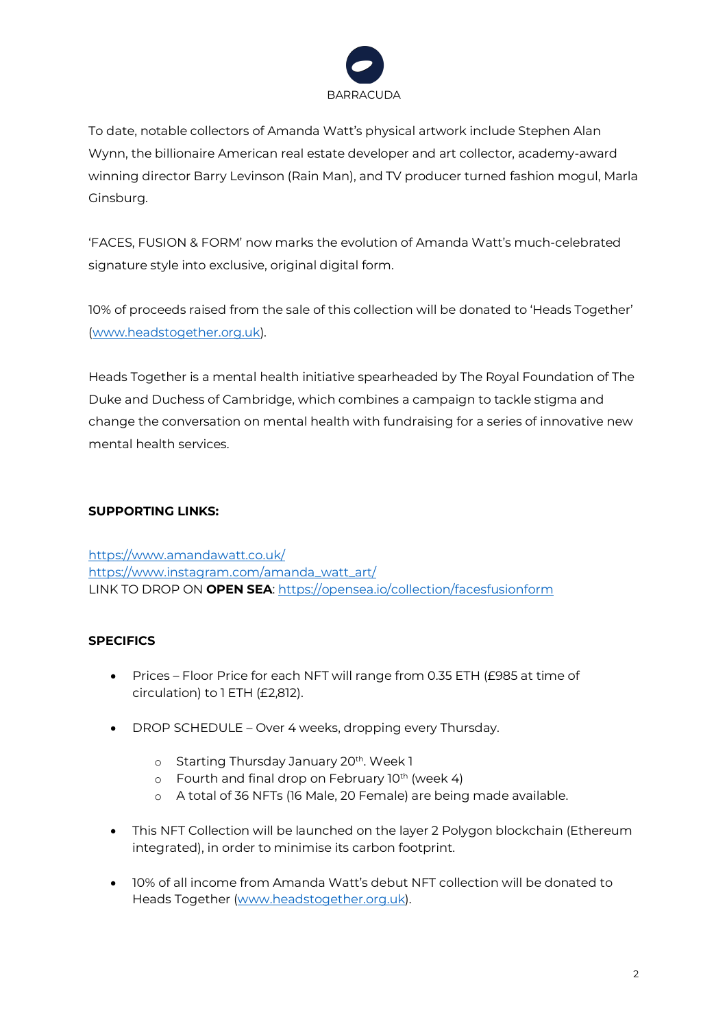To date, notable collectors of Amanda Watt's physical artwork include Stephen Alan Wynn, the billionaire American real estate developer and art collector, academy-award winning director Barry Levinson (Rain Man), and TV producer turned fashion mogul, Marla Ginsburg.

'FACES, FUSION & FORM' now marks the evolution of Amanda Watt's much-celebrated signature style into exclusive, original digital form.

10% of proceeds raised from the sale of this collection will be donated to 'Heads Together' (www.headstogether.org.uk).

Heads Together is a mental health initiative spearheaded by The Royal Foundation of The Duke and Duchess of Cambridge, which combines a campaign to tackle stigma and change the conversation on mental health with fundraising for a series of innovative new mental health services.

**SUPPORTING LINKS:**

https://www.amandawatt.co.uk/
https://www.instagram.com/amanda_watt_art/
LINK TO DROP ON **OPEN SEA**: https://opensea.io/collection/facesfusionform

**SPECIFICS**

- Prices – Floor Price for each NFT will range from 0.35 ETH (£985 at time of circulation) to 1 ETH (£2,812).
- DROP SCHEDULE – Over 4 weeks, dropping every Thursday.
  - Starting Thursday January 20th. Week 1
  - Fourth and final drop on February 10th (week 4)
  - A total of 36 NFTs (16 Male, 20 Female) are being made available.
- This NFT Collection will be launched on the layer 2 Polygon blockchain (Ethereum integrated), in order to minimise its carbon footprint.
- 10% of all income from Amanda Watt's debut NFT collection will be donated to Heads Together (www.headstogether.org.uk).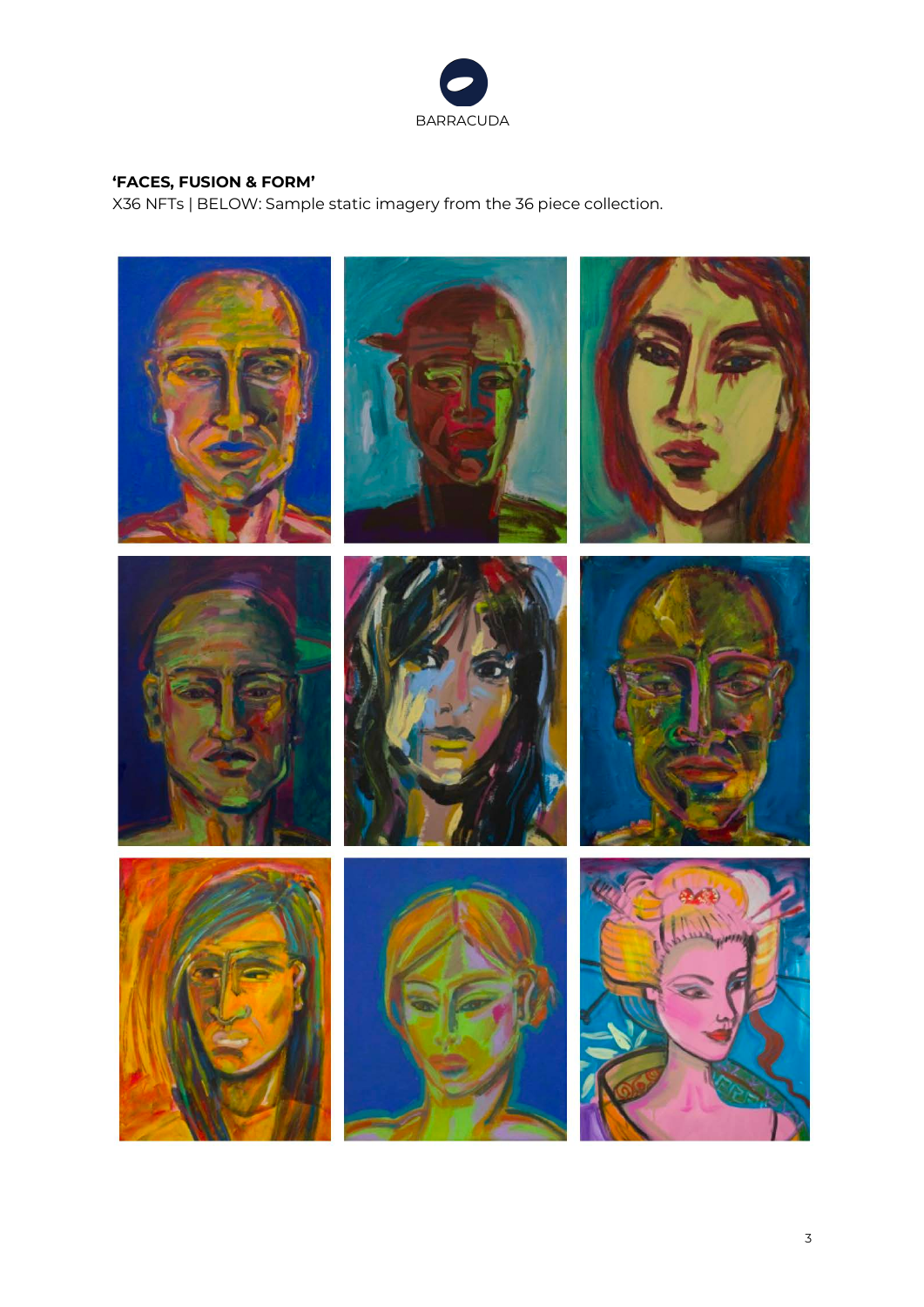BARRACUDA

**'FACES, FUSION & FORM'**

X36 NFTs | BELOW: Sample static imagery from the 36 piece collection.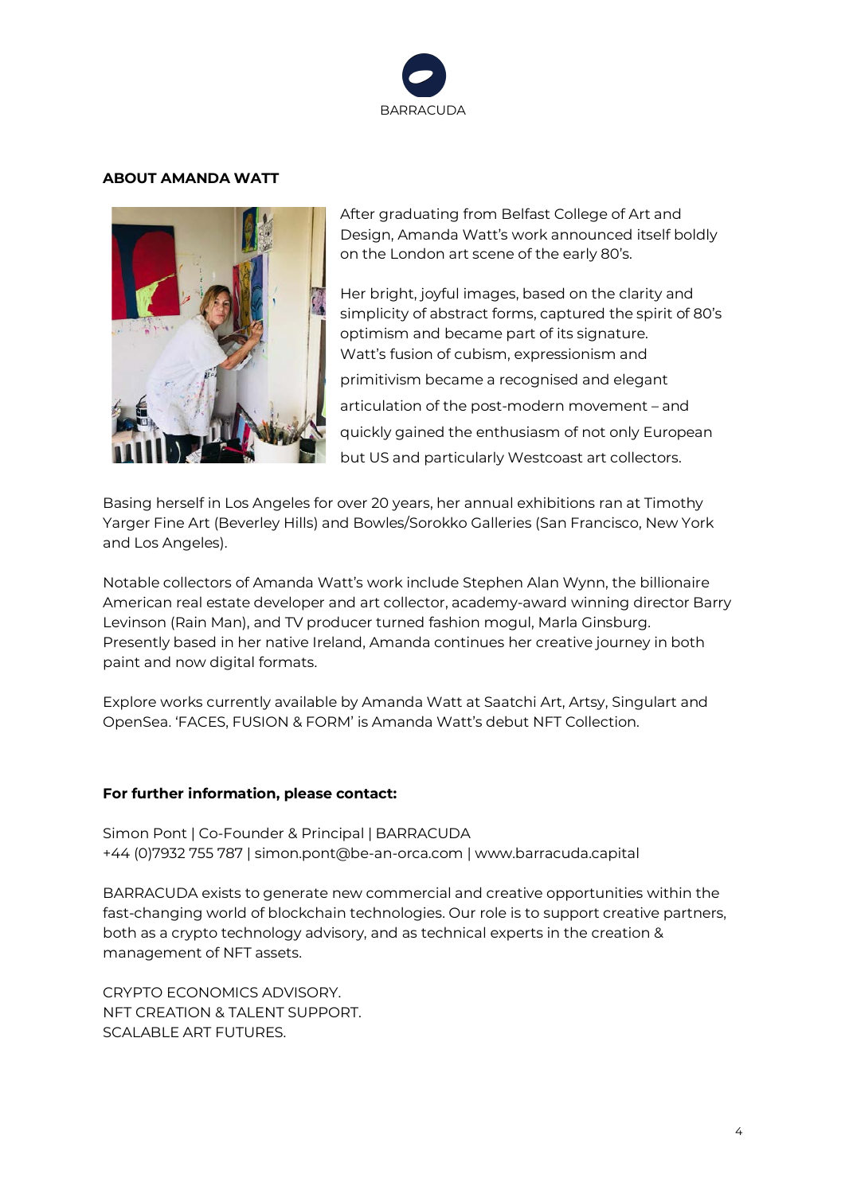BARRACUDA

**ABOUT AMANDA WATT**

After graduating from Belfast College of Art and Design, Amanda Watt's work announced itself boldly on the London art scene of the early 80's.

Her bright, joyful images, based on the clarity and simplicity of abstract forms, captured the spirit of 80's optimism and became part of its signature. Watt's fusion of cubism, expressionism and primitivism became a recognised and elegant articulation of the post-modern movement – and quickly gained the enthusiasm of not only European but US and particularly Westcoast art collectors.

Basing herself in Los Angeles for over 20 years, her annual exhibitions ran at Timothy Yarger Fine Art (Beverley Hills) and Bowles/Sorokko Galleries (San Francisco, New York and Los Angeles).

Notable collectors of Amanda Watt's work include Stephen Alan Wynn, the billionaire American real estate developer and art collector, academy-award winning director Barry Levinson (Rain Man), and TV producer turned fashion mogul, Marla Ginsburg. Presently based in her native Ireland, Amanda continues her creative journey in both paint and now digital formats.

Explore works currently available by Amanda Watt at Saatchi Art, Artsy, Singulart and OpenSea. 'FACES, FUSION & FORM' is Amanda Watt's debut NFT Collection.

**For further information, please contact:**

Simon Pont | Co-Founder & Principal | BARRACUDA
+44 (0)7932 755 787 | simon.pont@be-an-orca.com | www.barracuda.capital

BARRACUDA exists to generate new commercial and creative opportunities within the fast-changing world of blockchain technologies. Our role is to support creative partners, both as a crypto technology advisory, and as technical experts in the creation & management of NFT assets.

CRYPTO ECONOMICS ADVISORY.
NFT CREATION & TALENT SUPPORT.
SCALABLE ART FUTURES.